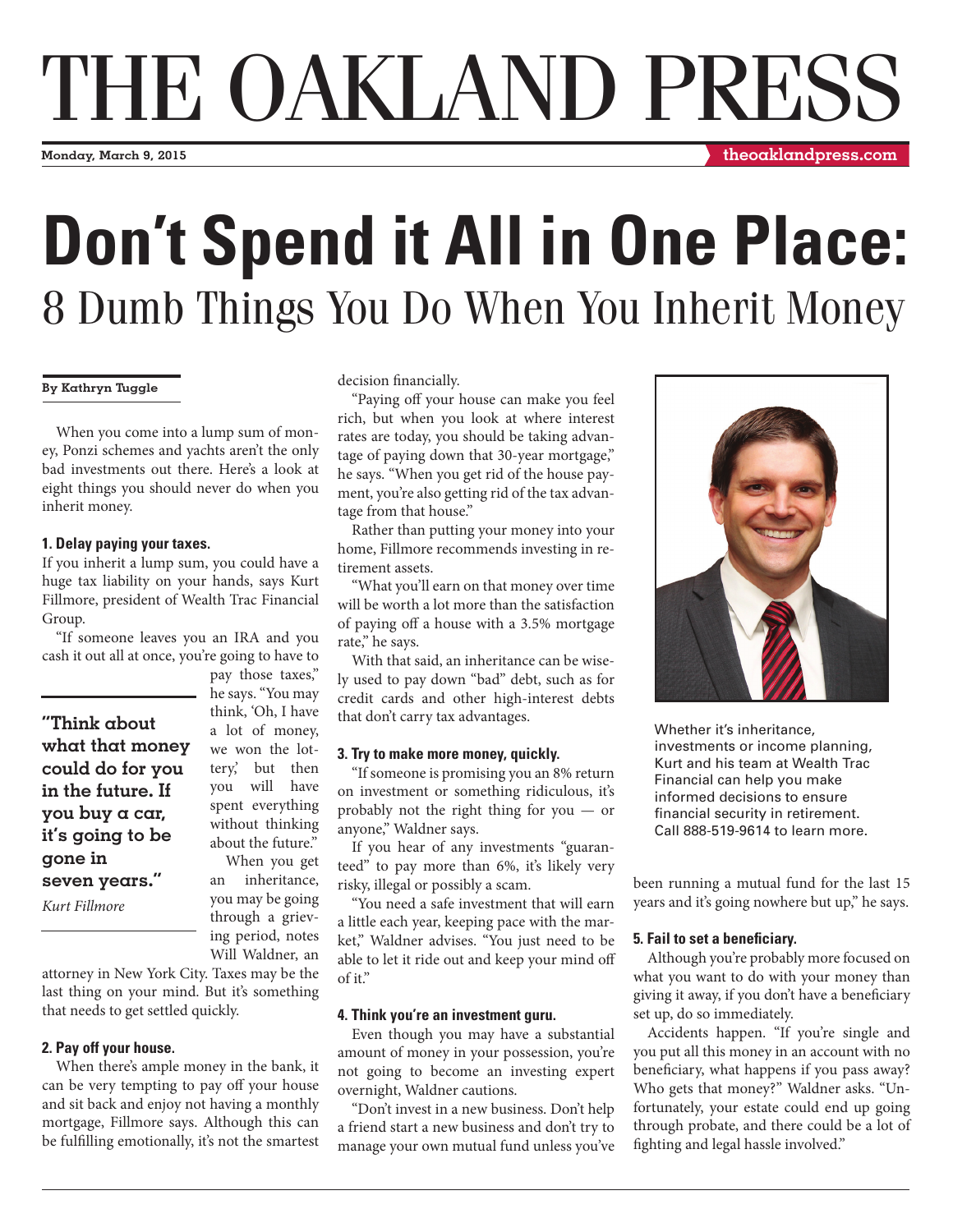# THE OAKLAND PRESS

Monday, March 9, 2015 theoaklandpress.com

# Don't Spend it All in One Place:

## 8 Dumb Things You Do When You Inherit Money

**By Kathryn Tuggle**

When you come into a lump sum of money, Ponzi schemes and yachts aren't the only bad investments out there. Here's a look at eight things you should never do when you inherit money.

### 1. Delay paying your taxes.

If you inherit a lump sum, you could have a huge tax liability on your hands, says Kurt Fillmore, president of Wealth Trac Financial Group.

"If someone leaves you an IRA and you cash it out all at once, you're going to have to pay those taxes," he says. "You may think, 'Oh, I have a lot of money, we won the lottery,' but then you will have spent everything without thinking about the future."

> **"Think about what that money could do for you in the future. If you buy a car, it's going to be gone in seven years."**
>
> *Kurt Fillmore*

When you get an inheritance, you may be going through a grieving period, notes Will Waldner, an attorney in New York City. Taxes may be the last thing on your mind. But it's something that needs to get settled quickly.

### 2. Pay off your house.

When there's ample money in the bank, it can be very tempting to pay off your house and sit back and enjoy not having a monthly mortgage, Fillmore says. Although this can be fulfilling emotionally, it's not the smartest decision financially.

"Paying off your house can make you feel rich, but when you look at where interest rates are today, you should be taking advantage of paying down that 30-year mortgage," he says. "When you get rid of the house payment, you're also getting rid of the tax advantage from that house."

Rather than putting your money into your home, Fillmore recommends investing in retirement assets.

"What you'll earn on that money over time will be worth a lot more than the satisfaction of paying off a house with a 3.5% mortgage rate," he says.

With that said, an inheritance can be wisely used to pay down "bad" debt, such as for credit cards and other high-interest debts that don't carry tax advantages.

### 3. Try to make more money, quickly.

"If someone is promising you an 8% return on investment or something ridiculous, it's probably not the right thing for you — or anyone," Waldner says.

If you hear of any investments "guaranteed" to pay more than 6%, it's likely very risky, illegal or possibly a scam.

"You need a safe investment that will earn a little each year, keeping pace with the market," Waldner advises. "You just need to be able to let it ride out and keep your mind off of it."

### 4. Think you're an investment guru.

Even though you may have a substantial amount of money in your possession, you're not going to become an investing expert overnight, Waldner cautions.

"Don't invest in a new business. Don't help a friend start a new business and don't try to manage your own mutual fund unless you've been running a mutual fund for the last 15 years and it's going nowhere but up," he says.

Whether it's inheritance, investments or income planning, Kurt and his team at Wealth Trac Financial can help you make informed decisions to ensure financial security in retirement. Call 888-519-9614 to learn more.

### 5. Fail to set a beneficiary.

Although you're probably more focused on what you want to do with your money than giving it away, if you don't have a beneficiary set up, do so immediately.

Accidents happen. "If you're single and you put all this money in an account with no beneficiary, what happens if you pass away? Who gets that money?" Waldner asks. "Unfortunately, your estate could end up going through probate, and there could be a lot of fighting and legal hassle involved."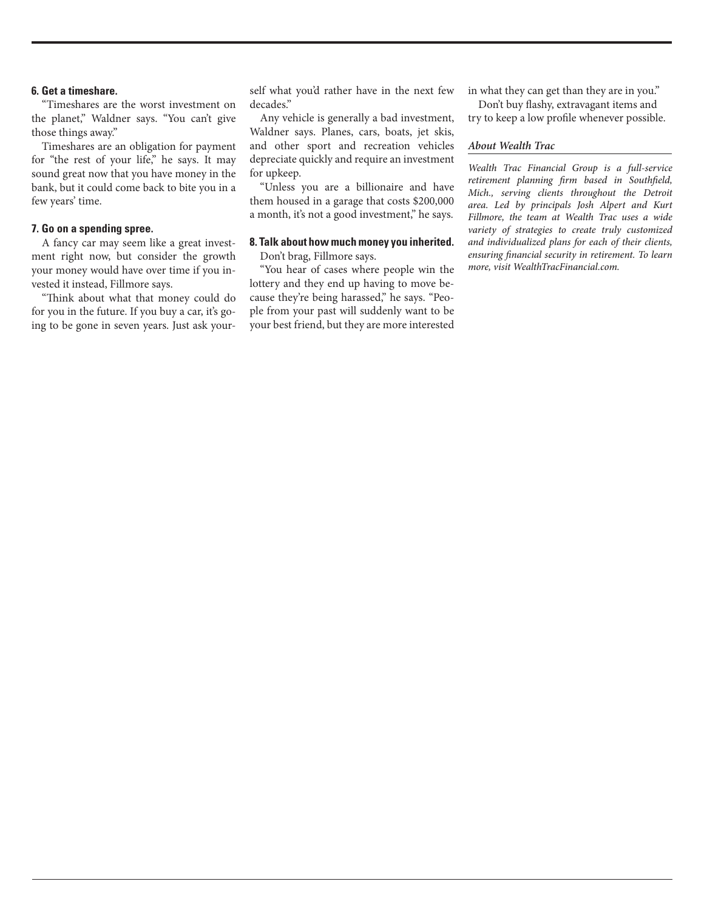### 6. Get a timeshare.

"Timeshares are the worst investment on the planet," Waldner says. "You can't give those things away."

Timeshares are an obligation for payment for "the rest of your life," he says. It may sound great now that you have money in the bank, but it could come back to bite you in a few years' time.

### 7. Go on a spending spree.

A fancy car may seem like a great investment right now, but consider the growth your money would have over time if you invested it instead, Fillmore says.

"Think about what that money could do for you in the future. If you buy a car, it's going to be gone in seven years. Just ask yourself what you'd rather have in the next few decades."

Any vehicle is generally a bad investment, Waldner says. Planes, cars, boats, jet skis, and other sport and recreation vehicles depreciate quickly and require an investment for upkeep.

"Unless you are a billionaire and have them housed in a garage that costs $200,000 a month, it's not a good investment," he says.

### 8. Talk about how much money you inherited.

Don't brag, Fillmore says.

"You hear of cases where people win the lottery and they end up having to move because they're being harassed," he says. "People from your past will suddenly want to be your best friend, but they are more interested in what they can get than they are in you."

Don't buy flashy, extravagant items and try to keep a low profile whenever possible.

### *About Wealth Trac*

*Wealth Trac Financial Group is a full-service retirement planning firm based in Southfield, Mich., serving clients throughout the Detroit area. Led by principals Josh Alpert and Kurt Fillmore, the team at Wealth Trac uses a wide variety of strategies to create truly customized and individualized plans for each of their clients, ensuring financial security in retirement. To learn more, visit WealthTracFinancial.com.*